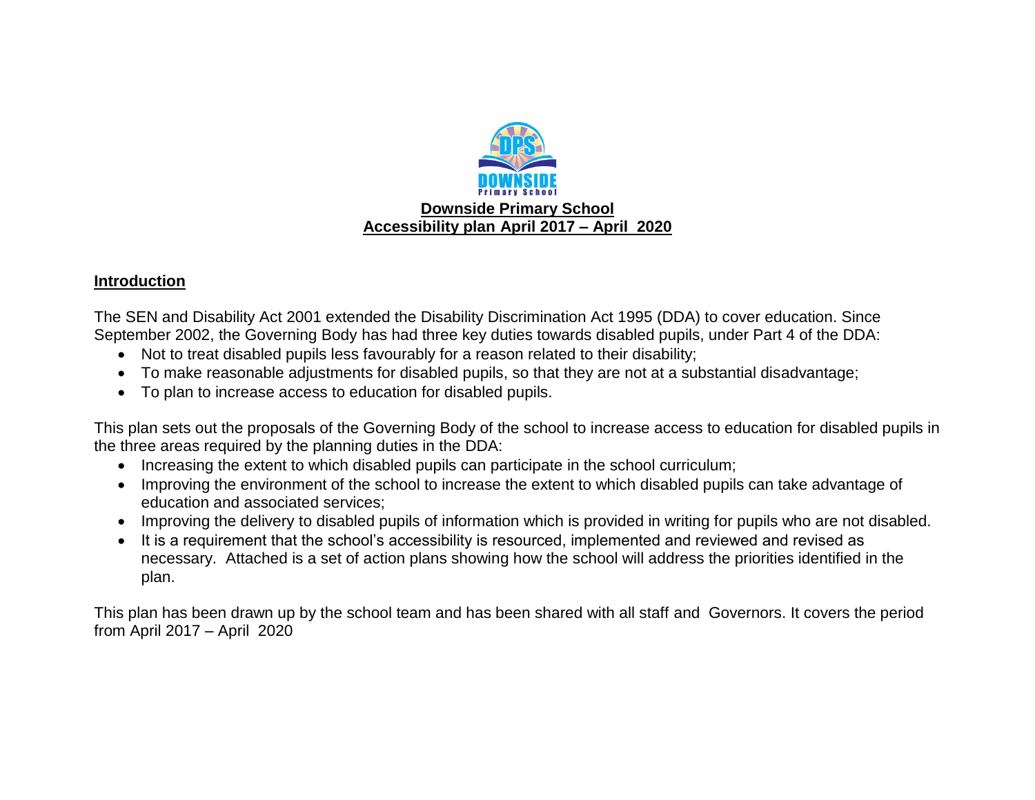# Downside Primary School
## Accessibility plan April 2017 – April 2020

### Introduction

The SEN and Disability Act 2001 extended the Disability Discrimination Act 1995 (DDA) to cover education. Since September 2002, the Governing Body has had three key duties towards disabled pupils, under Part 4 of the DDA:

- Not to treat disabled pupils less favourably for a reason related to their disability;
- To make reasonable adjustments for disabled pupils, so that they are not at a substantial disadvantage;
- To plan to increase access to education for disabled pupils.

This plan sets out the proposals of the Governing Body of the school to increase access to education for disabled pupils in the three areas required by the planning duties in the DDA:

- Increasing the extent to which disabled pupils can participate in the school curriculum;
- Improving the environment of the school to increase the extent to which disabled pupils can take advantage of education and associated services;
- Improving the delivery to disabled pupils of information which is provided in writing for pupils who are not disabled.
- It is a requirement that the school's accessibility is resourced, implemented and reviewed and revised as necessary. Attached is a set of action plans showing how the school will address the priorities identified in the plan.

This plan has been drawn up by the school team and has been shared with all staff and Governors. It covers the period from April 2017 – April 2020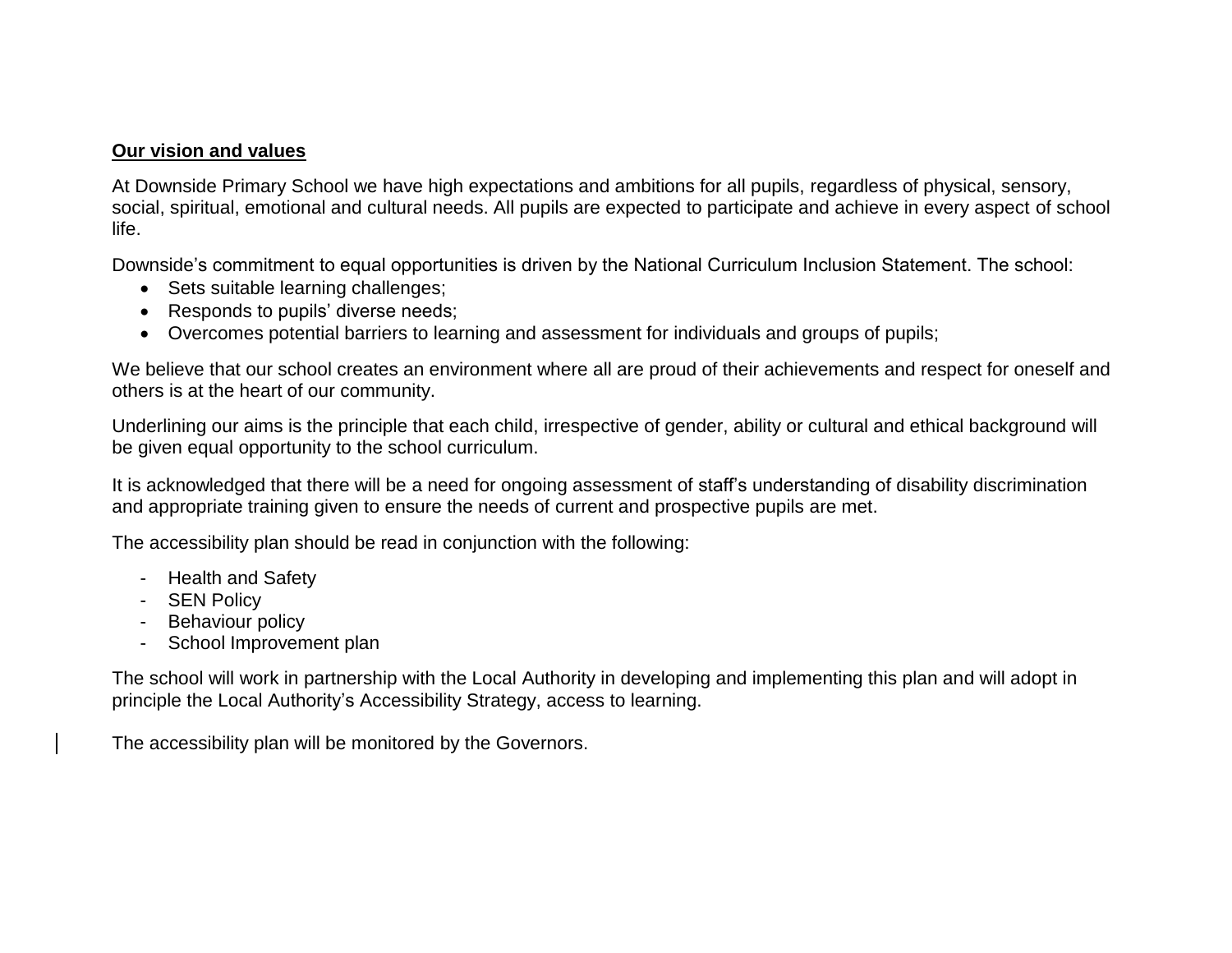**Our vision and values**

At Downside Primary School we have high expectations and ambitions for all pupils, regardless of physical, sensory, social, spiritual, emotional and cultural needs. All pupils are expected to participate and achieve in every aspect of school life.

Downside's commitment to equal opportunities is driven by the National Curriculum Inclusion Statement. The school:

- Sets suitable learning challenges;
- Responds to pupils' diverse needs;
- Overcomes potential barriers to learning and assessment for individuals and groups of pupils;

We believe that our school creates an environment where all are proud of their achievements and respect for oneself and others is at the heart of our community.

Underlining our aims is the principle that each child, irrespective of gender, ability or cultural and ethical background will be given equal opportunity to the school curriculum.

It is acknowledged that there will be a need for ongoing assessment of staff's understanding of disability discrimination and appropriate training given to ensure the needs of current and prospective pupils are met.

The accessibility plan should be read in conjunction with the following:

- Health and Safety
- SEN Policy
- Behaviour policy
- School Improvement plan

The school will work in partnership with the Local Authority in developing and implementing this plan and will adopt in principle the Local Authority's Accessibility Strategy, access to learning.

The accessibility plan will be monitored by the Governors.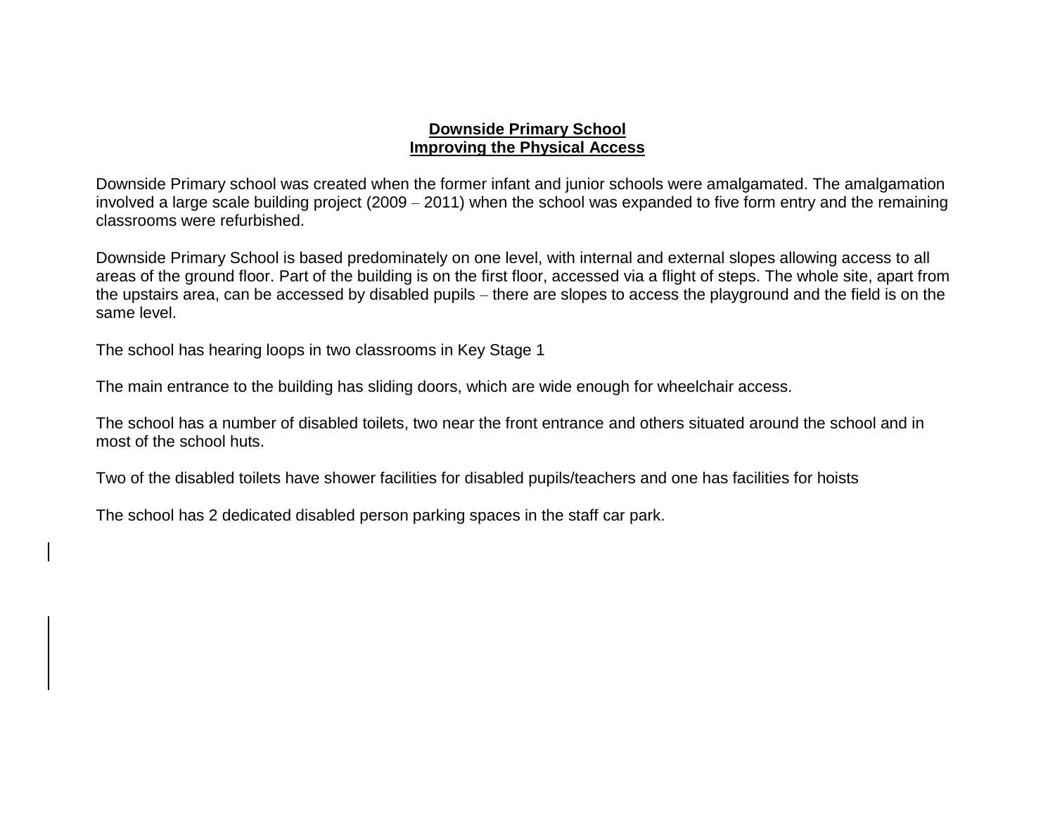**Downside Primary School**
**Improving the Physical Access**

Downside Primary school was created when the former infant and junior schools were amalgamated. The amalgamation involved a large scale building project (2009 – 2011) when the school was expanded to five form entry and the remaining classrooms were refurbished.

Downside Primary School is based predominately on one level, with internal and external slopes allowing access to all areas of the ground floor. Part of the building is on the first floor, accessed via a flight of steps. The whole site, apart from the upstairs area, can be accessed by disabled pupils – there are slopes to access the playground and the field is on the same level.

The school has hearing loops in two classrooms in Key Stage 1

The main entrance to the building has sliding doors, which are wide enough for wheelchair access.

The school has a number of disabled toilets, two near the front entrance and others situated around the school and in most of the school huts.

Two of the disabled toilets have shower facilities for disabled pupils/teachers and one has facilities for hoists

The school has 2 dedicated disabled person parking spaces in the staff car park.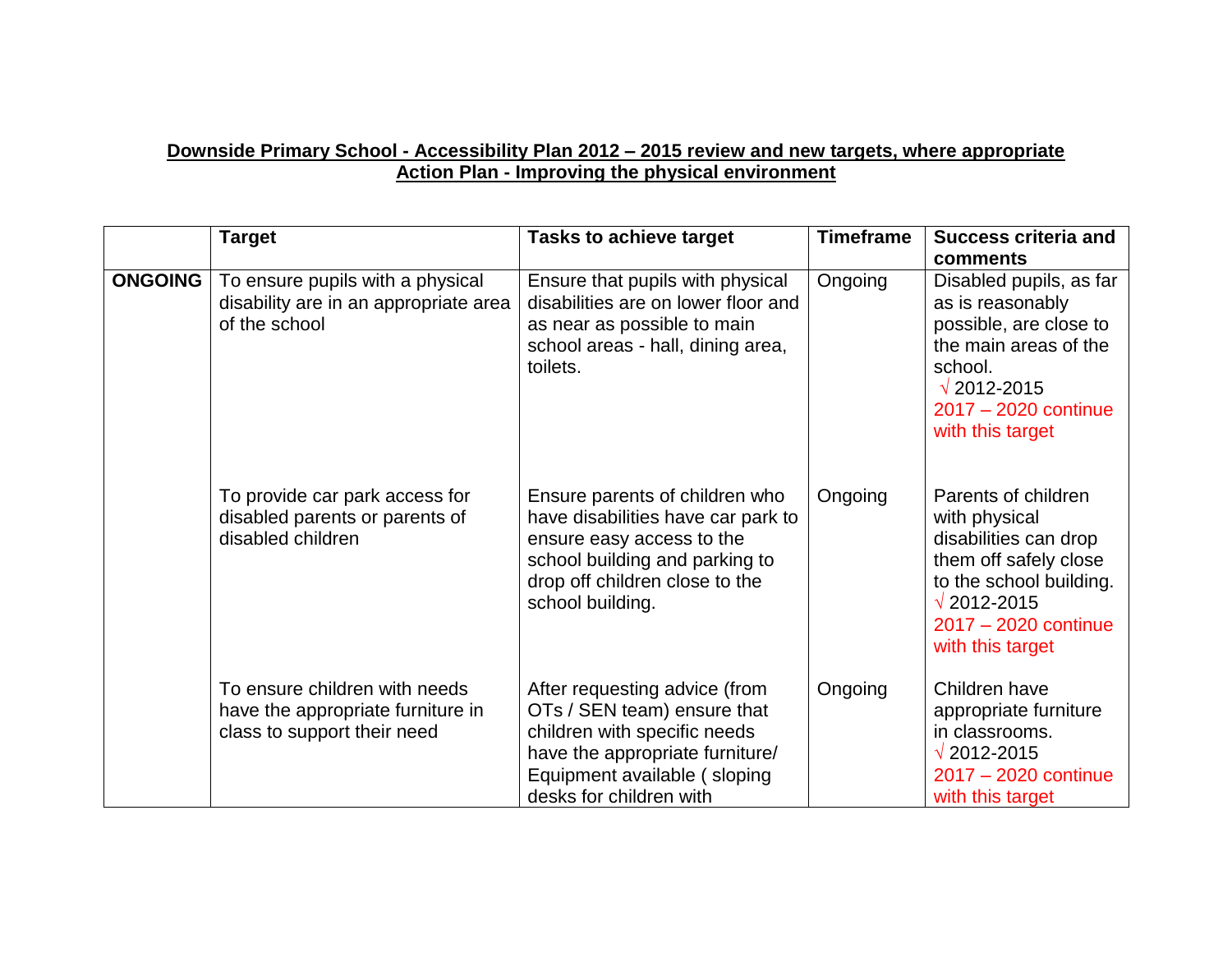**Downside Primary School - Accessibility Plan 2012 – 2015 review and new targets, where appropriate**
**Action Plan - Improving the physical environment**

| | **Target** | **Tasks to achieve target** | **Timeframe** | **Success criteria and comments** |
|---|---|---|---|---|
| **ONGOING** | To ensure pupils with a physical disability are in an appropriate area of the school | Ensure that pupils with physical disabilities are on lower floor and as near as possible to main school areas - hall, dining area, toilets. | Ongoing | Disabled pupils, as far as is reasonably possible, are close to the main areas of the school. √ 2012-2015 2017 – 2020 continue with this target |
| | To provide car park access for disabled parents or parents of disabled children | Ensure parents of children who have disabilities have car park to ensure easy access to the school building and parking to drop off children close to the school building. | Ongoing | Parents of children with physical disabilities can drop them off safely close to the school building. √ 2012-2015 2017 – 2020 continue with this target |
| | To ensure children with needs have the appropriate furniture in class to support their need | After requesting advice (from OTs / SEN team) ensure that children with specific needs have the appropriate furniture/ Equipment available ( sloping desks for children with | Ongoing | Children have appropriate furniture in classrooms. √ 2012-2015 2017 – 2020 continue with this target |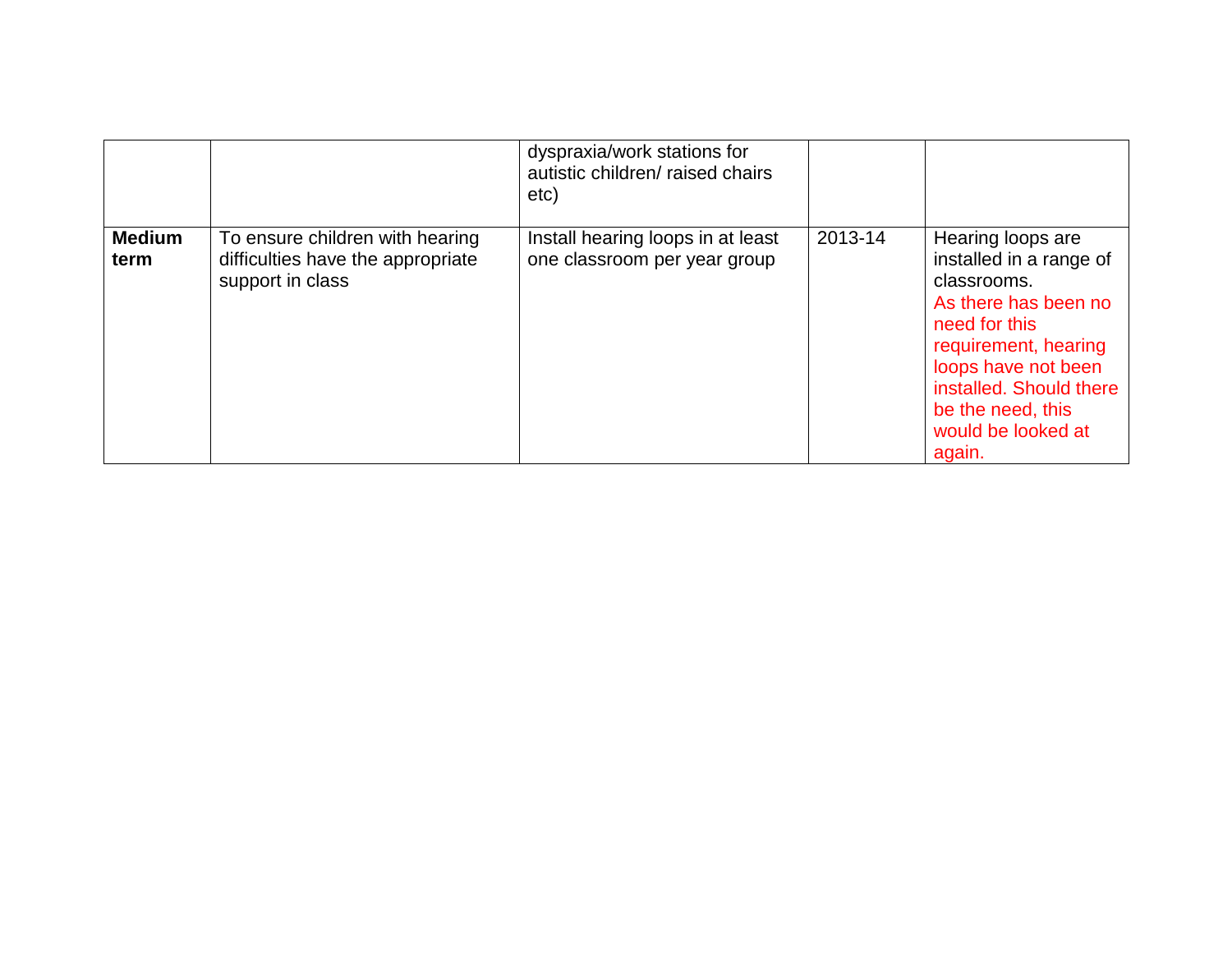|  |  |  |  |  |
|---|---|---|---|---|
|  |  | dyspraxia/work stations for autistic children/ raised chairs etc) |  |  |
| **Medium term** | To ensure children with hearing difficulties have the appropriate support in class | Install hearing loops in at least one classroom per year group | 2013-14 | Hearing loops are installed in a range of classrooms. As there has been no need for this requirement, hearing loops have not been installed. Should there be the need, this would be looked at again. |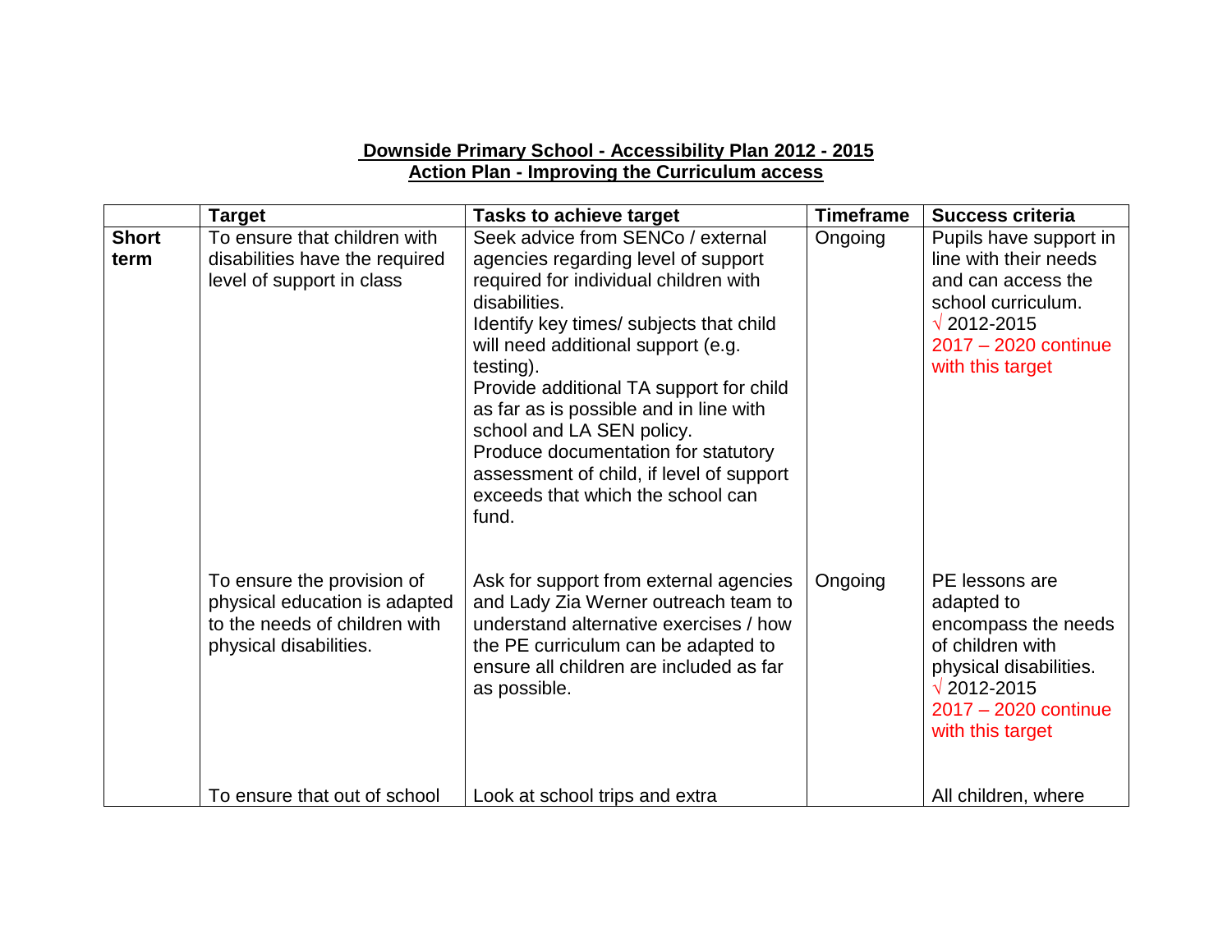**Downside Primary School - Accessibility Plan 2012 - 2015**
**Action Plan - Improving the Curriculum access**

| | Target | Tasks to achieve target | Timeframe | Success criteria |
|---|---|---|---|---|
| **Short term** | To ensure that children with disabilities have the required level of support in class | Seek advice from SENCo / external agencies regarding level of support required for individual children with disabilities.<br>Identify key times/ subjects that child will need additional support (e.g. testing).<br>Provide additional TA support for child as far as is possible and in line with school and LA SEN policy.<br>Produce documentation for statutory assessment of child, if level of support exceeds that which the school can fund. | Ongoing | Pupils have support in line with their needs and can access the school curriculum.<br>√ 2012-2015<br>2017 – 2020 continue with this target |
| | To ensure the provision of physical education is adapted to the needs of children with physical disabilities. | Ask for support from external agencies and Lady Zia Werner outreach team to understand alternative exercises / how the PE curriculum can be adapted to ensure all children are included as far as possible. | Ongoing | PE lessons are adapted to encompass the needs of children with physical disabilities.<br>√ 2012-2015<br>2017 – 2020 continue with this target |
| | To ensure that out of school | Look at school trips and extra | | All children, where |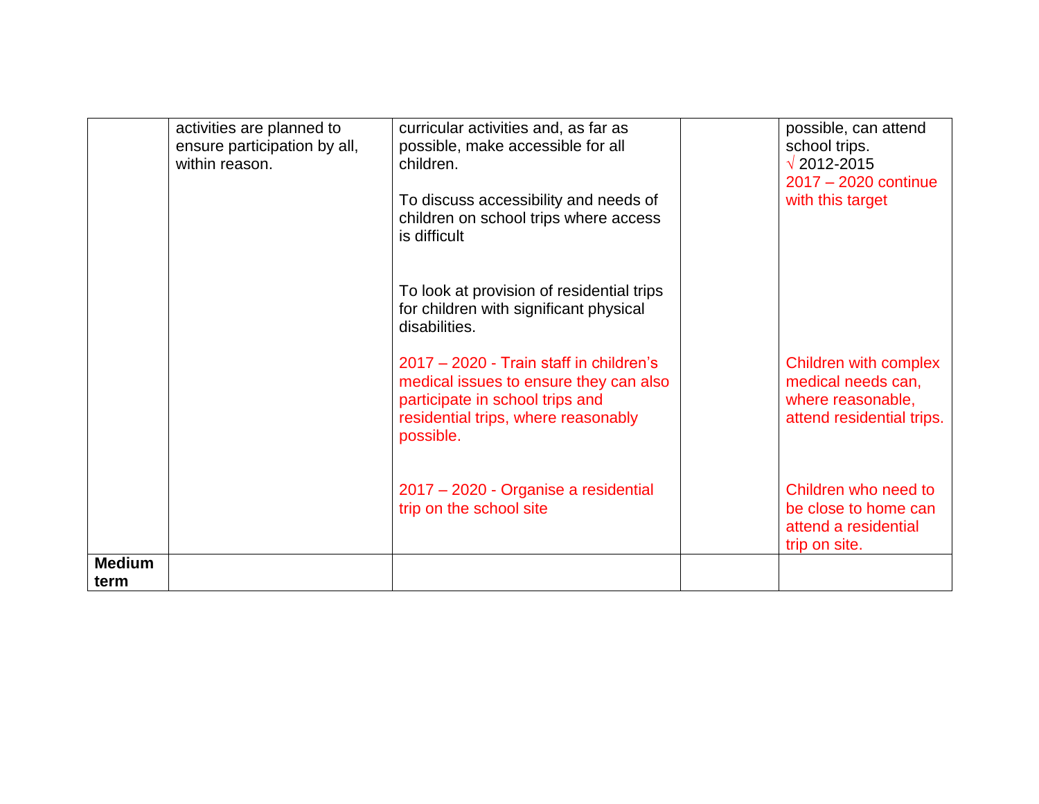| | | | | |
|---|---|---|---|---|
| | activities are planned to ensure participation by all, within reason. | curricular activities and, as far as possible, make accessible for all children.<br><br>To discuss accessibility and needs of children on school trips where access is difficult<br><br>To look at provision of residential trips for children with significant physical disabilities.<br><br>2017 – 2020 - Train staff in children's medical issues to ensure they can also participate in school trips and residential trips, where reasonably possible.<br><br>2017 – 2020 - Organise a residential trip on the school site | | possible, can attend school trips.<br>√ 2012-2015<br>2017 – 2020 continue with this target<br><br>Children with complex medical needs can, where reasonable, attend residential trips.<br><br>Children who need to be close to home can attend a residential trip on site. |
| **Medium term** | | | | |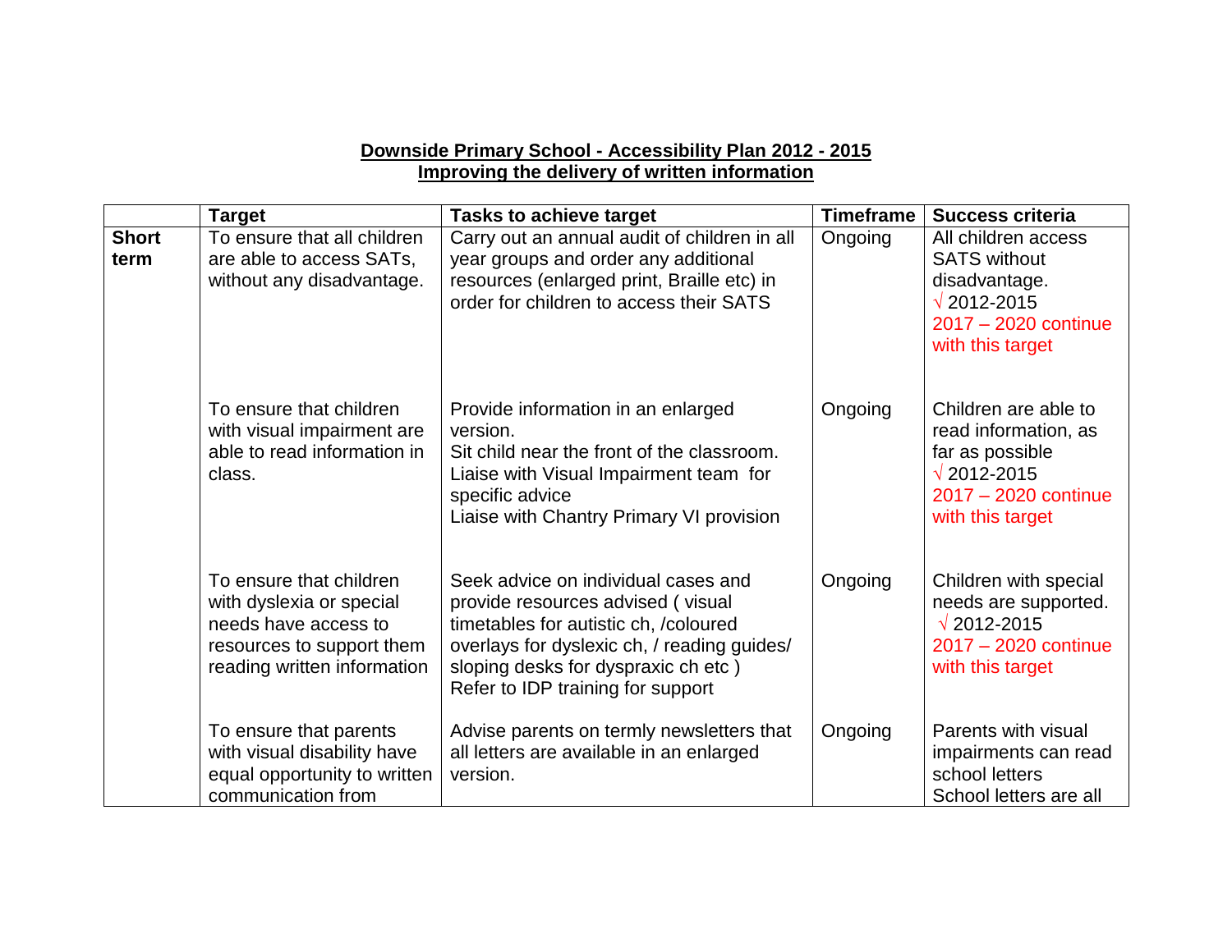**Downside Primary School - Accessibility Plan 2012 - 2015**
**Improving the delivery of written information**

| | Target | Tasks to achieve target | Timeframe | Success criteria |
|---|---|---|---|---|
| **Short term** | To ensure that all children are able to access SATs, without any disadvantage. | Carry out an annual audit of children in all year groups and order any additional resources (enlarged print, Braille etc) in order for children to access their SATS | Ongoing | All children access SATS without disadvantage.<br>√ 2012-2015<br>2017 – 2020 continue with this target |
| | To ensure that children with visual impairment are able to read information in class. | Provide information in an enlarged version.<br>Sit child near the front of the classroom.<br>Liaise with Visual Impairment team for specific advice<br>Liaise with Chantry Primary VI provision | Ongoing | Children are able to read information, as far as possible<br>√ 2012-2015<br>2017 – 2020 continue with this target |
| | To ensure that children with dyslexia or special needs have access to resources to support them reading written information | Seek advice on individual cases and provide resources advised ( visual timetables for autistic ch, /coloured overlays for dyslexic ch, / reading guides/ sloping desks for dyspraxic ch etc )<br>Refer to IDP training for support | Ongoing | Children with special needs are supported.<br>√ 2012-2015<br>2017 – 2020 continue with this target |
| | To ensure that parents with visual disability have equal opportunity to written communication from | Advise parents on termly newsletters that all letters are available in an enlarged version. | Ongoing | Parents with visual impairments can read school letters<br>School letters are all |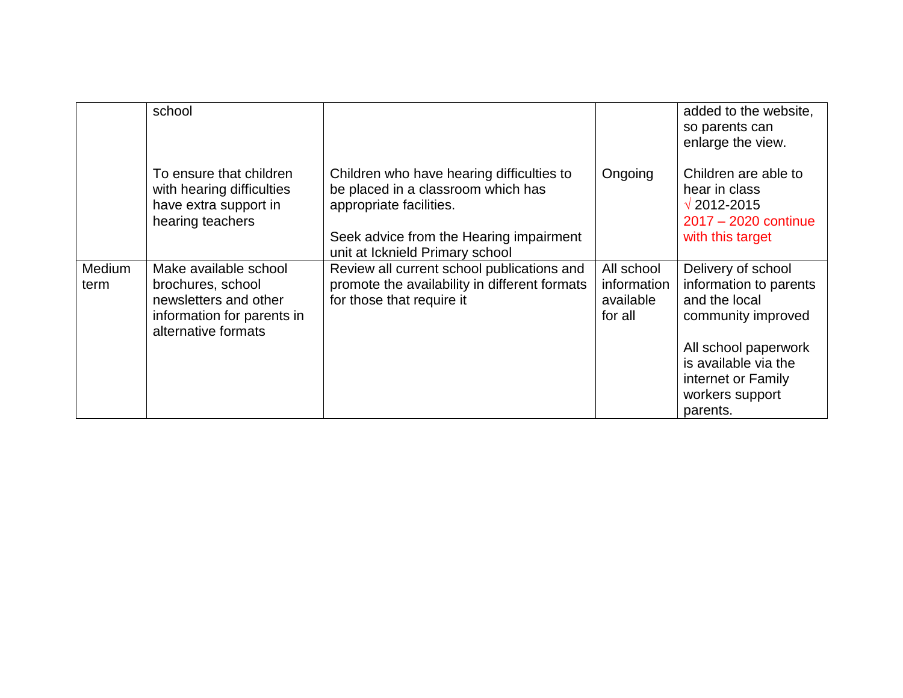| | | | | |
|---|---|---|---|---|
| | school<br><br>To ensure that children with hearing difficulties have extra support in hearing teachers | <br><br>Children who have hearing difficulties to be placed in a classroom which has appropriate facilities.<br><br>Seek advice from the Hearing impairment unit at Icknield Primary school | <br><br>Ongoing | added to the website, so parents can enlarge the view.<br><br>Children are able to hear in class<br>√ 2012-2015<br>2017 – 2020 continue with this target |
| Medium term | Make available school brochures, school newsletters and other information for parents in alternative formats | Review all current school publications and promote the availability in different formats for those that require it | All school information available for all | Delivery of school information to parents and the local community improved<br><br>All school paperwork is available via the internet or Family workers support parents. |